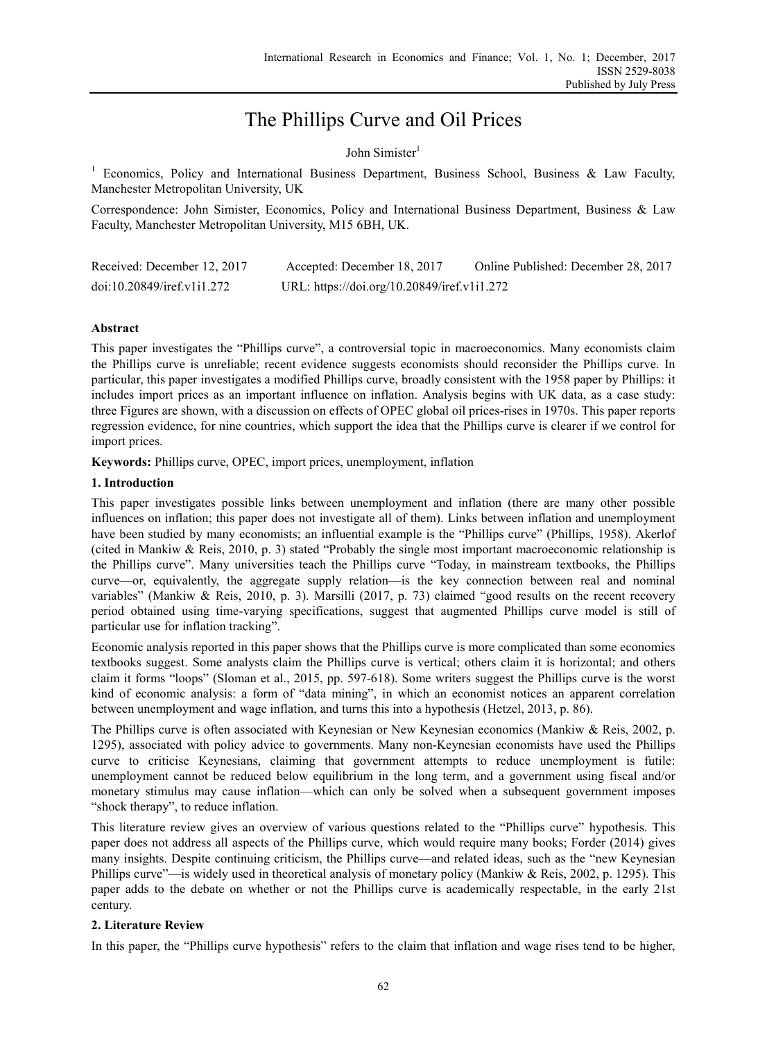# The Phillips Curve and Oil Prices

John Simister[1]

[1] Economics, Policy and International Business Department, Business School, Business & Law Faculty, Manchester Metropolitan University, UK

Correspondence: John Simister, Economics, Policy and International Business Department, Business & Law Faculty, Manchester Metropolitan University, M15 6BH, UK.

Received: December 12, 2017    Accepted: December 18, 2017    Online Published: December 28, 2017

doi:10.20849/iref.v1i1.272    URL: https://doi.org/10.20849/iref.v1i1.272

## Abstract

This paper investigates the "Phillips curve", a controversial topic in macroeconomics. Many economists claim the Phillips curve is unreliable; recent evidence suggests economists should reconsider the Phillips curve. In particular, this paper investigates a modified Phillips curve, broadly consistent with the 1958 paper by Phillips: it includes import prices as an important influence on inflation. Analysis begins with UK data, as a case study: three Figures are shown, with a discussion on effects of OPEC global oil prices-rises in 1970s. This paper reports regression evidence, for nine countries, which support the idea that the Phillips curve is clearer if we control for import prices.

**Keywords:** Phillips curve, OPEC, import prices, unemployment, inflation

## 1. Introduction

This paper investigates possible links between unemployment and inflation (there are many other possible influences on inflation; this paper does not investigate all of them). Links between inflation and unemployment have been studied by many economists; an influential example is the "Phillips curve" (Phillips, 1958). Akerlof (cited in Mankiw & Reis, 2010, p. 3) stated "Probably the single most important macroeconomic relationship is the Phillips curve". Many universities teach the Phillips curve "Today, in mainstream textbooks, the Phillips curve—or, equivalently, the aggregate supply relation—is the key connection between real and nominal variables" (Mankiw & Reis, 2010, p. 3). Marsilli (2017, p. 73) claimed "good results on the recent recovery period obtained using time-varying specifications, suggest that augmented Phillips curve model is still of particular use for inflation tracking".

Economic analysis reported in this paper shows that the Phillips curve is more complicated than some economics textbooks suggest. Some analysts claim the Phillips curve is vertical; others claim it is horizontal; and others claim it forms "loops" (Sloman et al., 2015, pp. 597-618). Some writers suggest the Phillips curve is the worst kind of economic analysis: a form of "data mining", in which an economist notices an apparent correlation between unemployment and wage inflation, and turns this into a hypothesis (Hetzel, 2013, p. 86).

The Phillips curve is often associated with Keynesian or New Keynesian economics (Mankiw & Reis, 2002, p. 1295), associated with policy advice to governments. Many non-Keynesian economists have used the Phillips curve to criticise Keynesians, claiming that government attempts to reduce unemployment is futile: unemployment cannot be reduced below equilibrium in the long term, and a government using fiscal and/or monetary stimulus may cause inflation—which can only be solved when a subsequent government imposes "shock therapy", to reduce inflation.

This literature review gives an overview of various questions related to the "Phillips curve" hypothesis. This paper does not address all aspects of the Phillips curve, which would require many books; Forder (2014) gives many insights. Despite continuing criticism, the Phillips curve—and related ideas, such as the "new Keynesian Phillips curve"—is widely used in theoretical analysis of monetary policy (Mankiw & Reis, 2002, p. 1295). This paper adds to the debate on whether or not the Phillips curve is academically respectable, in the early 21st century.

## 2. Literature Review

In this paper, the "Phillips curve hypothesis" refers to the claim that inflation and wage rises tend to be higher,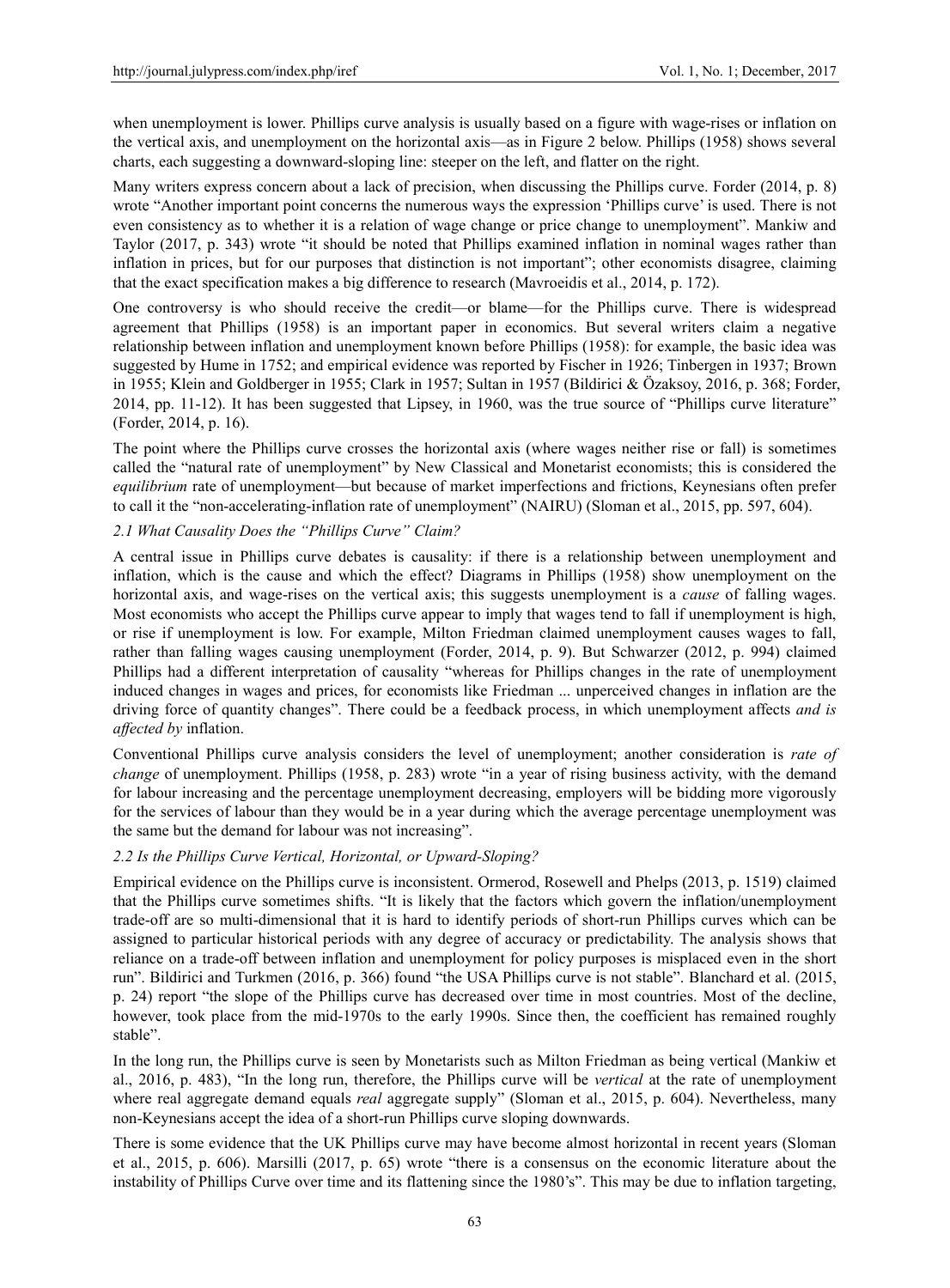when unemployment is lower. Phillips curve analysis is usually based on a figure with wage-rises or inflation on the vertical axis, and unemployment on the horizontal axis—as in Figure 2 below. Phillips (1958) shows several charts, each suggesting a downward-sloping line: steeper on the left, and flatter on the right.

Many writers express concern about a lack of precision, when discussing the Phillips curve. Forder (2014, p. 8) wrote "Another important point concerns the numerous ways the expression 'Phillips curve' is used. There is not even consistency as to whether it is a relation of wage change or price change to unemployment". Mankiw and Taylor (2017, p. 343) wrote "it should be noted that Phillips examined inflation in nominal wages rather than inflation in prices, but for our purposes that distinction is not important"; other economists disagree, claiming that the exact specification makes a big difference to research (Mavroeidis et al., 2014, p. 172).

One controversy is who should receive the credit—or blame—for the Phillips curve. There is widespread agreement that Phillips (1958) is an important paper in economics. But several writers claim a negative relationship between inflation and unemployment known before Phillips (1958): for example, the basic idea was suggested by Hume in 1752; and empirical evidence was reported by Fischer in 1926; Tinbergen in 1937; Brown in 1955; Klein and Goldberger in 1955; Clark in 1957; Sultan in 1957 (Bildirici & Özaksoy, 2016, p. 368; Forder, 2014, pp. 11-12). It has been suggested that Lipsey, in 1960, was the true source of "Phillips curve literature" (Forder, 2014, p. 16).

The point where the Phillips curve crosses the horizontal axis (where wages neither rise or fall) is sometimes called the "natural rate of unemployment" by New Classical and Monetarist economists; this is considered the *equilibrium* rate of unemployment—but because of market imperfections and frictions, Keynesians often prefer to call it the "non-accelerating-inflation rate of unemployment" (NAIRU) (Sloman et al., 2015, pp. 597, 604).

### 2.1 What Causality Does the "Phillips Curve" Claim?

A central issue in Phillips curve debates is causality: if there is a relationship between unemployment and inflation, which is the cause and which the effect? Diagrams in Phillips (1958) show unemployment on the horizontal axis, and wage-rises on the vertical axis; this suggests unemployment is a *cause* of falling wages. Most economists who accept the Phillips curve appear to imply that wages tend to fall if unemployment is high, or rise if unemployment is low. For example, Milton Friedman claimed unemployment causes wages to fall, rather than falling wages causing unemployment (Forder, 2014, p. 9). But Schwarzer (2012, p. 994) claimed Phillips had a different interpretation of causality "whereas for Phillips changes in the rate of unemployment induced changes in wages and prices, for economists like Friedman ... unperceived changes in inflation are the driving force of quantity changes". There could be a feedback process, in which unemployment affects *and is affected by* inflation.

Conventional Phillips curve analysis considers the level of unemployment; another consideration is *rate of change* of unemployment. Phillips (1958, p. 283) wrote "in a year of rising business activity, with the demand for labour increasing and the percentage unemployment decreasing, employers will be bidding more vigorously for the services of labour than they would be in a year during which the average percentage unemployment was the same but the demand for labour was not increasing".

### 2.2 Is the Phillips Curve Vertical, Horizontal, or Upward-Sloping?

Empirical evidence on the Phillips curve is inconsistent. Ormerod, Rosewell and Phelps (2013, p. 1519) claimed that the Phillips curve sometimes shifts. "It is likely that the factors which govern the inflation/unemployment trade-off are so multi-dimensional that it is hard to identify periods of short-run Phillips curves which can be assigned to particular historical periods with any degree of accuracy or predictability. The analysis shows that reliance on a trade-off between inflation and unemployment for policy purposes is misplaced even in the short run". Bildirici and Turkmen (2016, p. 366) found "the USA Phillips curve is not stable". Blanchard et al. (2015, p. 24) report "the slope of the Phillips curve has decreased over time in most countries. Most of the decline, however, took place from the mid-1970s to the early 1990s. Since then, the coefficient has remained roughly stable".

In the long run, the Phillips curve is seen by Monetarists such as Milton Friedman as being vertical (Mankiw et al., 2016, p. 483), "In the long run, therefore, the Phillips curve will be *vertical* at the rate of unemployment where real aggregate demand equals *real* aggregate supply" (Sloman et al., 2015, p. 604). Nevertheless, many non-Keynesians accept the idea of a short-run Phillips curve sloping downwards.

There is some evidence that the UK Phillips curve may have become almost horizontal in recent years (Sloman et al., 2015, p. 606). Marsilli (2017, p. 65) wrote "there is a consensus on the economic literature about the instability of Phillips Curve over time and its flattening since the 1980's". This may be due to inflation targeting,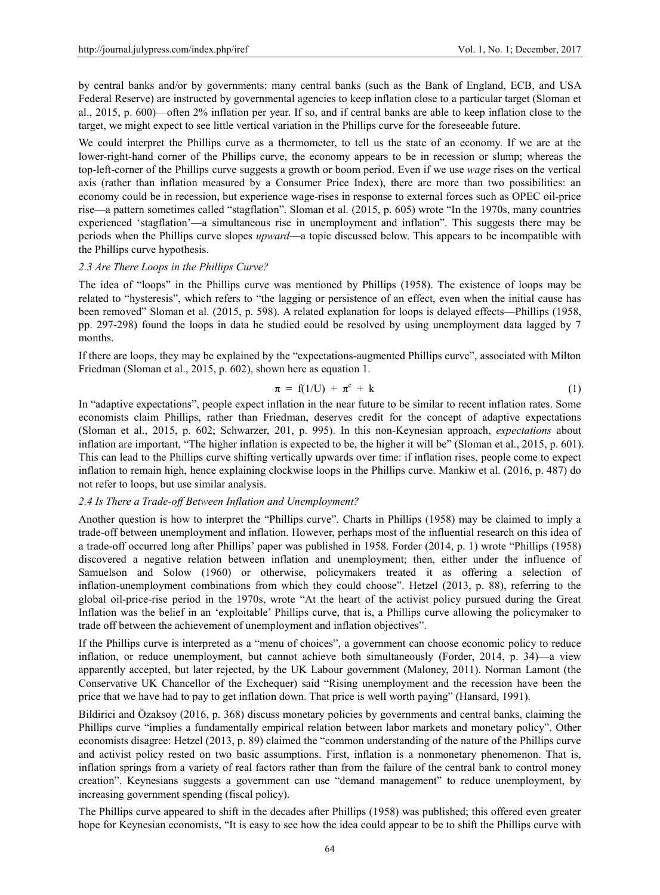by central banks and/or by governments: many central banks (such as the Bank of England, ECB, and USA Federal Reserve) are instructed by governmental agencies to keep inflation close to a particular target (Sloman et al., 2015, p. 600)—often 2% inflation per year. If so, and if central banks are able to keep inflation close to the target, we might expect to see little vertical variation in the Phillips curve for the foreseeable future.

We could interpret the Phillips curve as a thermometer, to tell us the state of an economy. If we are at the lower-right-hand corner of the Phillips curve, the economy appears to be in recession or slump; whereas the top-left-corner of the Phillips curve suggests a growth or boom period. Even if we use *wage* rises on the vertical axis (rather than inflation measured by a Consumer Price Index), there are more than two possibilities: an economy could be in recession, but experience wage-rises in response to external forces such as OPEC oil-price rise—a pattern sometimes called "stagflation". Sloman et al. (2015, p. 605) wrote "In the 1970s, many countries experienced 'stagflation'—a simultaneous rise in unemployment and inflation". This suggests there may be periods when the Phillips curve slopes *upward*—a topic discussed below. This appears to be incompatible with the Phillips curve hypothesis.

### *2.3 Are There Loops in the Phillips Curve?*

The idea of "loops" in the Phillips curve was mentioned by Phillips (1958). The existence of loops may be related to "hysteresis", which refers to "the lagging or persistence of an effect, even when the initial cause has been removed" Sloman et al. (2015, p. 598). A related explanation for loops is delayed effects—Phillips (1958, pp. 297-298) found the loops in data he studied could be resolved by using unemployment data lagged by 7 months.

If there are loops, they may be explained by the "expectations-augmented Phillips curve", associated with Milton Friedman (Sloman et al., 2015, p. 602), shown here as equation 1.

$$\pi = f(1/U) + \pi^e + k \tag{1}$$

In "adaptive expectations", people expect inflation in the near future to be similar to recent inflation rates. Some economists claim Phillips, rather than Friedman, deserves credit for the concept of adaptive expectations (Sloman et al., 2015, p. 602; Schwarzer, 201, p. 995). In this non-Keynesian approach, *expectations* about inflation are important, "The higher inflation is expected to be, the higher it will be" (Sloman et al., 2015, p. 601). This can lead to the Phillips curve shifting vertically upwards over time: if inflation rises, people come to expect inflation to remain high, hence explaining clockwise loops in the Phillips curve. Mankiw et al. (2016, p. 487) do not refer to loops, but use similar analysis.

### *2.4 Is There a Trade-off Between Inflation and Unemployment?*

Another question is how to interpret the "Phillips curve". Charts in Phillips (1958) may be claimed to imply a trade-off between unemployment and inflation. However, perhaps most of the influential research on this idea of a trade-off occurred long after Phillips' paper was published in 1958. Forder (2014, p. 1) wrote "Phillips (1958) discovered a negative relation between inflation and unemployment; then, either under the influence of Samuelson and Solow (1960) or otherwise, policymakers treated it as offering a selection of inflation-unemployment combinations from which they could choose". Hetzel (2013, p. 88), referring to the global oil-price-rise period in the 1970s, wrote "At the heart of the activist policy pursued during the Great Inflation was the belief in an 'exploitable' Phillips curve, that is, a Phillips curve allowing the policymaker to trade off between the achievement of unemployment and inflation objectives".

If the Phillips curve is interpreted as a "menu of choices", a government can choose economic policy to reduce inflation, or reduce unemployment, but cannot achieve both simultaneously (Forder, 2014, p. 34)—a view apparently accepted, but later rejected, by the UK Labour government (Maloney, 2011). Norman Lamont (the Conservative UK Chancellor of the Exchequer) said "Rising unemployment and the recession have been the price that we have had to pay to get inflation down. That price is well worth paying" (Hansard, 1991).

Bildirici and Özaksoy (2016, p. 368) discuss monetary policies by governments and central banks, claiming the Phillips curve "implies a fundamentally empirical relation between labor markets and monetary policy". Other economists disagree: Hetzel (2013, p. 89) claimed the "common understanding of the nature of the Phillips curve and activist policy rested on two basic assumptions. First, inflation is a nonmonetary phenomenon. That is, inflation springs from a variety of real factors rather than from the failure of the central bank to control money creation". Keynesians suggests a government can use "demand management" to reduce unemployment, by increasing government spending (fiscal policy).

The Phillips curve appeared to shift in the decades after Phillips (1958) was published; this offered even greater hope for Keynesian economists, "It is easy to see how the idea could appear to be to shift the Phillips curve with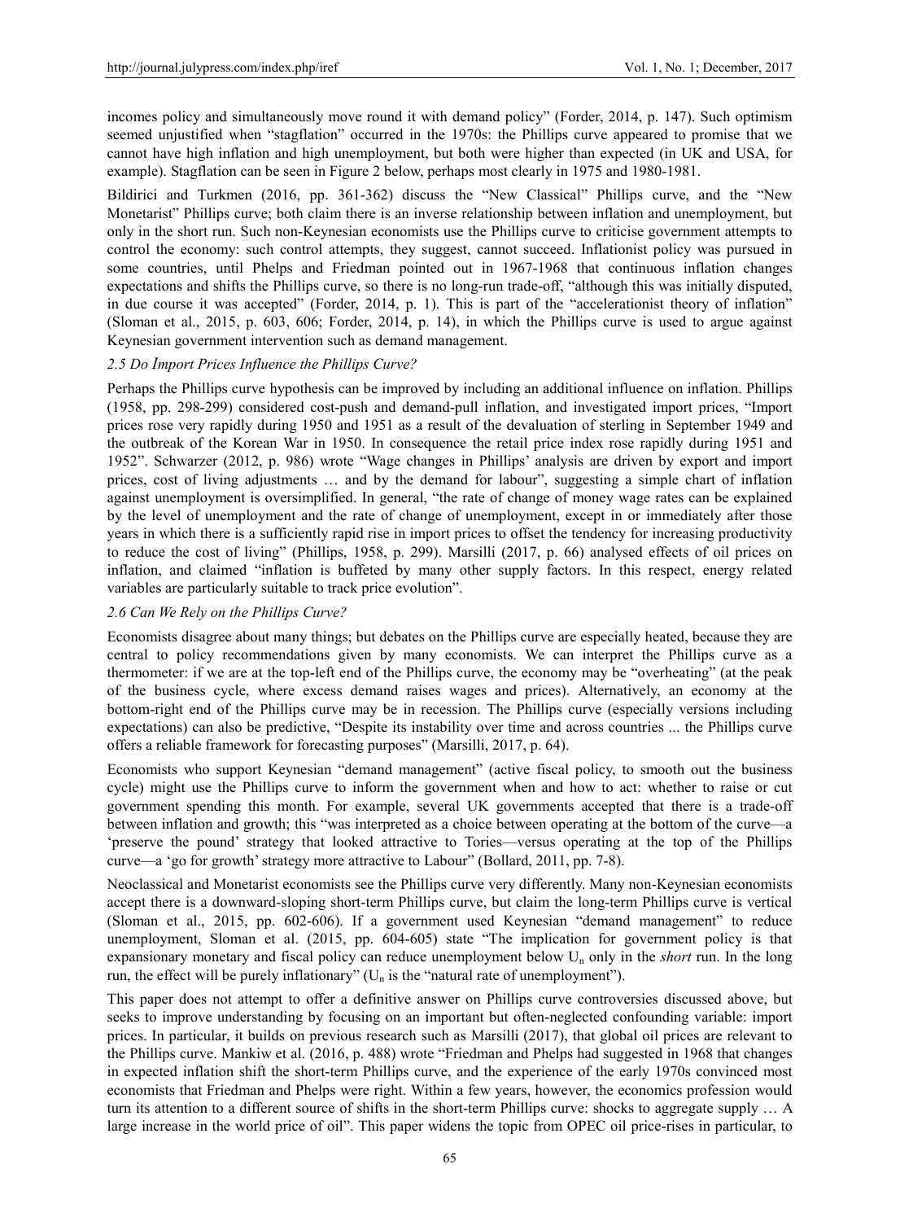incomes policy and simultaneously move round it with demand policy" (Forder, 2014, p. 147). Such optimism seemed unjustified when "stagflation" occurred in the 1970s: the Phillips curve appeared to promise that we cannot have high inflation and high unemployment, but both were higher than expected (in UK and USA, for example). Stagflation can be seen in Figure 2 below, perhaps most clearly in 1975 and 1980-1981.

Bildirici and Turkmen (2016, pp. 361-362) discuss the "New Classical" Phillips curve, and the "New Monetarist" Phillips curve; both claim there is an inverse relationship between inflation and unemployment, but only in the short run. Such non-Keynesian economists use the Phillips curve to criticise government attempts to control the economy: such control attempts, they suggest, cannot succeed. Inflationist policy was pursued in some countries, until Phelps and Friedman pointed out in 1967-1968 that continuous inflation changes expectations and shifts the Phillips curve, so there is no long-run trade-off, "although this was initially disputed, in due course it was accepted" (Forder, 2014, p. 1). This is part of the "accelerationist theory of inflation" (Sloman et al., 2015, p. 603, 606; Forder, 2014, p. 14), in which the Phillips curve is used to argue against Keynesian government intervention such as demand management.

### *2.5 Do Import Prices Influence the Phillips Curve?*

Perhaps the Phillips curve hypothesis can be improved by including an additional influence on inflation. Phillips (1958, pp. 298-299) considered cost-push and demand-pull inflation, and investigated import prices, "Import prices rose very rapidly during 1950 and 1951 as a result of the devaluation of sterling in September 1949 and the outbreak of the Korean War in 1950. In consequence the retail price index rose rapidly during 1951 and 1952". Schwarzer (2012, p. 986) wrote "Wage changes in Phillips' analysis are driven by export and import prices, cost of living adjustments … and by the demand for labour", suggesting a simple chart of inflation against unemployment is oversimplified. In general, "the rate of change of money wage rates can be explained by the level of unemployment and the rate of change of unemployment, except in or immediately after those years in which there is a sufficiently rapid rise in import prices to offset the tendency for increasing productivity to reduce the cost of living" (Phillips, 1958, p. 299). Marsilli (2017, p. 66) analysed effects of oil prices on inflation, and claimed "inflation is buffeted by many other supply factors. In this respect, energy related variables are particularly suitable to track price evolution".

### *2.6 Can We Rely on the Phillips Curve?*

Economists disagree about many things; but debates on the Phillips curve are especially heated, because they are central to policy recommendations given by many economists. We can interpret the Phillips curve as a thermometer: if we are at the top-left end of the Phillips curve, the economy may be "overheating" (at the peak of the business cycle, where excess demand raises wages and prices). Alternatively, an economy at the bottom-right end of the Phillips curve may be in recession. The Phillips curve (especially versions including expectations) can also be predictive, "Despite its instability over time and across countries ... the Phillips curve offers a reliable framework for forecasting purposes" (Marsilli, 2017, p. 64).

Economists who support Keynesian "demand management" (active fiscal policy, to smooth out the business cycle) might use the Phillips curve to inform the government when and how to act: whether to raise or cut government spending this month. For example, several UK governments accepted that there is a trade-off between inflation and growth; this "was interpreted as a choice between operating at the bottom of the curve—a 'preserve the pound' strategy that looked attractive to Tories—versus operating at the top of the Phillips curve—a 'go for growth' strategy more attractive to Labour" (Bollard, 2011, pp. 7-8).

Neoclassical and Monetarist economists see the Phillips curve very differently. Many non-Keynesian economists accept there is a downward-sloping short-term Phillips curve, but claim the long-term Phillips curve is vertical (Sloman et al., 2015, pp. 602-606). If a government used Keynesian "demand management" to reduce unemployment, Sloman et al. (2015, pp. 604-605) state "The implication for government policy is that expansionary monetary and fiscal policy can reduce unemployment below $U_n$ only in the *short* run. In the long run, the effect will be purely inflationary" ($U_n$ is the "natural rate of unemployment").

This paper does not attempt to offer a definitive answer on Phillips curve controversies discussed above, but seeks to improve understanding by focusing on an important but often-neglected confounding variable: import prices. In particular, it builds on previous research such as Marsilli (2017), that global oil prices are relevant to the Phillips curve. Mankiw et al. (2016, p. 488) wrote "Friedman and Phelps had suggested in 1968 that changes in expected inflation shift the short-term Phillips curve, and the experience of the early 1970s convinced most economists that Friedman and Phelps were right. Within a few years, however, the economics profession would turn its attention to a different source of shifts in the short-term Phillips curve: shocks to aggregate supply … A large increase in the world price of oil". This paper widens the topic from OPEC oil price-rises in particular, to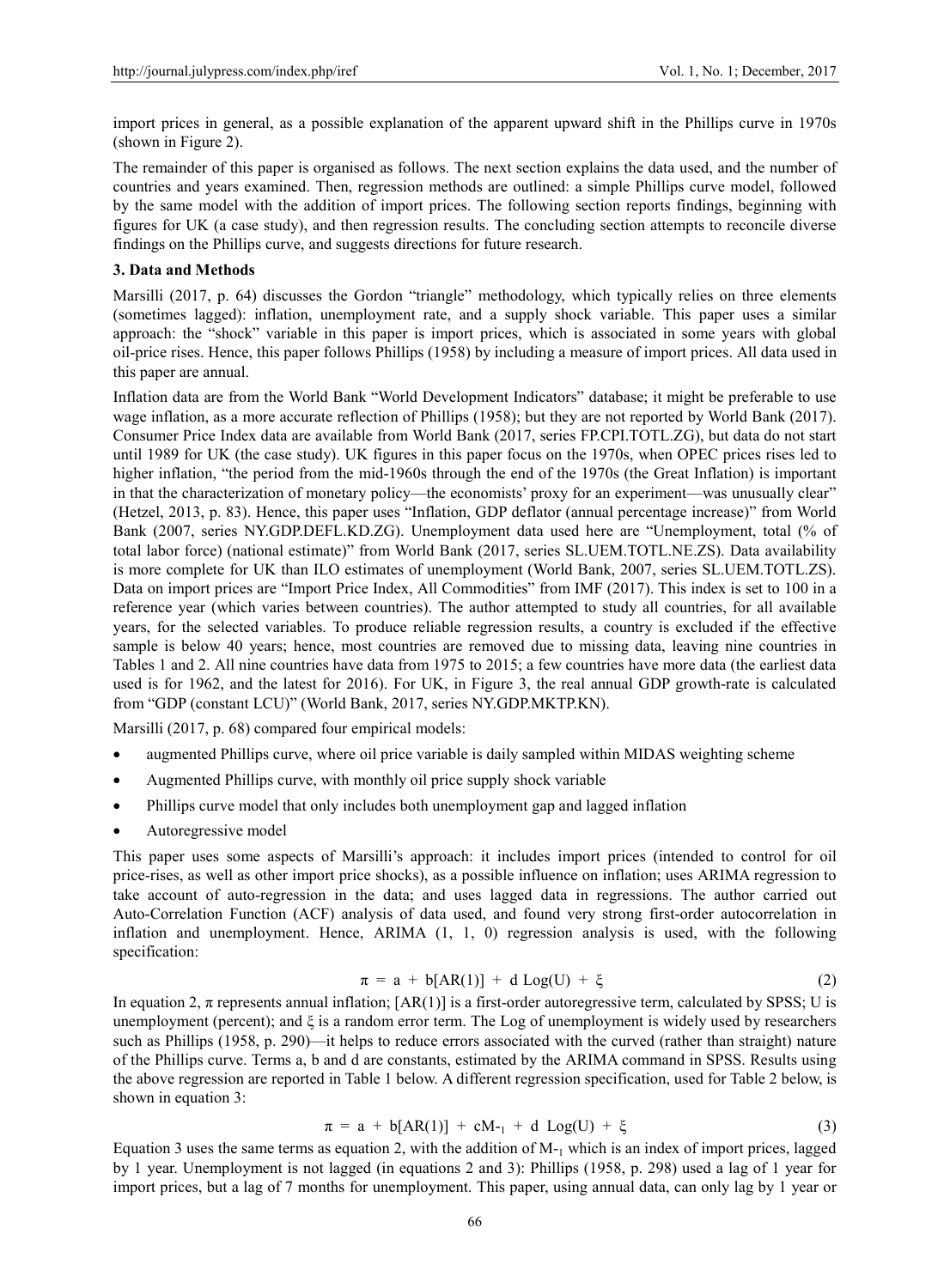import prices in general, as a possible explanation of the apparent upward shift in the Phillips curve in 1970s (shown in Figure 2).

The remainder of this paper is organised as follows. The next section explains the data used, and the number of countries and years examined. Then, regression methods are outlined: a simple Phillips curve model, followed by the same model with the addition of import prices. The following section reports findings, beginning with figures for UK (a case study), and then regression results. The concluding section attempts to reconcile diverse findings on the Phillips curve, and suggests directions for future research.

## 3. Data and Methods

Marsilli (2017, p. 64) discusses the Gordon "triangle" methodology, which typically relies on three elements (sometimes lagged): inflation, unemployment rate, and a supply shock variable. This paper uses a similar approach: the "shock" variable in this paper is import prices, which is associated in some years with global oil-price rises. Hence, this paper follows Phillips (1958) by including a measure of import prices. All data used in this paper are annual.

Inflation data are from the World Bank "World Development Indicators" database; it might be preferable to use wage inflation, as a more accurate reflection of Phillips (1958); but they are not reported by World Bank (2017). Consumer Price Index data are available from World Bank (2017, series FP.CPI.TOTL.ZG), but data do not start until 1989 for UK (the case study). UK figures in this paper focus on the 1970s, when OPEC prices rises led to higher inflation, "the period from the mid-1960s through the end of the 1970s (the Great Inflation) is important in that the characterization of monetary policy—the economists' proxy for an experiment—was unusually clear" (Hetzel, 2013, p. 83). Hence, this paper uses "Inflation, GDP deflator (annual percentage increase)" from World Bank (2007, series NY.GDP.DEFL.KD.ZG). Unemployment data used here are "Unemployment, total (% of total labor force) (national estimate)" from World Bank (2017, series SL.UEM.TOTL.NE.ZS). Data availability is more complete for UK than ILO estimates of unemployment (World Bank, 2007, series SL.UEM.TOTL.ZS). Data on import prices are "Import Price Index, All Commodities" from IMF (2017). This index is set to 100 in a reference year (which varies between countries). The author attempted to study all countries, for all available years, for the selected variables. To produce reliable regression results, a country is excluded if the effective sample is below 40 years; hence, most countries are removed due to missing data, leaving nine countries in Tables 1 and 2. All nine countries have data from 1975 to 2015; a few countries have more data (the earliest data used is for 1962, and the latest for 2016). For UK, in Figure 3, the real annual GDP growth-rate is calculated from "GDP (constant LCU)" (World Bank, 2017, series NY.GDP.MKTP.KN).

Marsilli (2017, p. 68) compared four empirical models:

- augmented Phillips curve, where oil price variable is daily sampled within MIDAS weighting scheme
- Augmented Phillips curve, with monthly oil price supply shock variable
- Phillips curve model that only includes both unemployment gap and lagged inflation
- Autoregressive model

This paper uses some aspects of Marsilli's approach: it includes import prices (intended to control for oil price-rises, as well as other import price shocks), as a possible influence on inflation; uses ARIMA regression to take account of auto-regression in the data; and uses lagged data in regressions. The author carried out Auto-Correlation Function (ACF) analysis of data used, and found very strong first-order autocorrelation in inflation and unemployment. Hence, ARIMA (1, 1, 0) regression analysis is used, with the following specification:

$$\pi = a + b[AR(1)] + d \, Log(U) + \xi \tag{2}$$

In equation 2, $\pi$ represents annual inflation; [AR(1)] is a first-order autoregressive term, calculated by SPSS; U is unemployment (percent); and $\xi$ is a random error term. The Log of unemployment is widely used by researchers such as Phillips (1958, p. 290)—it helps to reduce errors associated with the curved (rather than straight) nature of the Phillips curve. Terms a, b and d are constants, estimated by the ARIMA command in SPSS. Results using the above regression are reported in Table 1 below. A different regression specification, used for Table 2 below, is shown in equation 3:

$$\pi = a + b[AR(1)] + cM_{-1} + d \, Log(U) + \xi \tag{3}$$

Equation 3 uses the same terms as equation 2, with the addition of $M_{-1}$ which is an index of import prices, lagged by 1 year. Unemployment is not lagged (in equations 2 and 3): Phillips (1958, p. 298) used a lag of 1 year for import prices, but a lag of 7 months for unemployment. This paper, using annual data, can only lag by 1 year or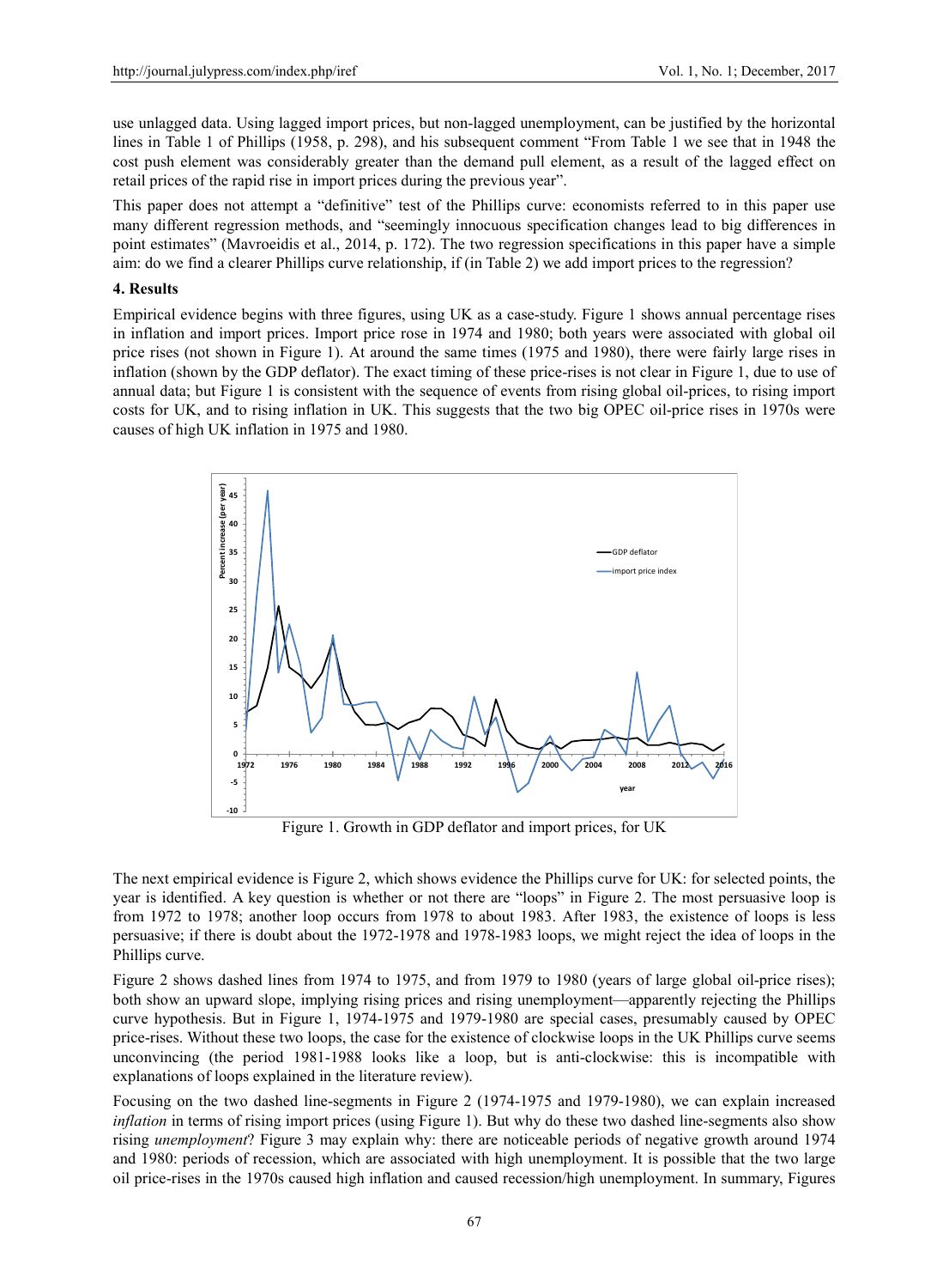use unlagged data. Using lagged import prices, but non-lagged unemployment, can be justified by the horizontal lines in Table 1 of Phillips (1958, p. 298), and his subsequent comment "From Table 1 we see that in 1948 the cost push element was considerably greater than the demand pull element, as a result of the lagged effect on retail prices of the rapid rise in import prices during the previous year".

This paper does not attempt a "definitive" test of the Phillips curve: economists referred to in this paper use many different regression methods, and "seemingly innocuous specification changes lead to big differences in point estimates" (Mavroeidis et al., 2014, p. 172). The two regression specifications in this paper have a simple aim: do we find a clearer Phillips curve relationship, if (in Table 2) we add import prices to the regression?

## 4. Results

Empirical evidence begins with three figures, using UK as a case-study. Figure 1 shows annual percentage rises in inflation and import prices. Import price rose in 1974 and 1980; both years were associated with global oil price rises (not shown in Figure 1). At around the same times (1975 and 1980), there were fairly large rises in inflation (shown by the GDP deflator). The exact timing of these price-rises is not clear in Figure 1, due to use of annual data; but Figure 1 is consistent with the sequence of events from rising global oil-prices, to rising import costs for UK, and to rising inflation in UK. This suggests that the two big OPEC oil-price rises in 1970s were causes of high UK inflation in 1975 and 1980.

Figure 1. Growth in GDP deflator and import prices, for UK

The next empirical evidence is Figure 2, which shows evidence the Phillips curve for UK: for selected points, the year is identified. A key question is whether or not there are "loops" in Figure 2. The most persuasive loop is from 1972 to 1978; another loop occurs from 1978 to about 1983. After 1983, the existence of loops is less persuasive; if there is doubt about the 1972-1978 and 1978-1983 loops, we might reject the idea of loops in the Phillips curve.

Figure 2 shows dashed lines from 1974 to 1975, and from 1979 to 1980 (years of large global oil-price rises); both show an upward slope, implying rising prices and rising unemployment—apparently rejecting the Phillips curve hypothesis. But in Figure 1, 1974-1975 and 1979-1980 are special cases, presumably caused by OPEC price-rises. Without these two loops, the case for the existence of clockwise loops in the UK Phillips curve seems unconvincing (the period 1981-1988 looks like a loop, but is anti-clockwise: this is incompatible with explanations of loops explained in the literature review).

Focusing on the two dashed line-segments in Figure 2 (1974-1975 and 1979-1980), we can explain increased *inflation* in terms of rising import prices (using Figure 1). But why do these two dashed line-segments also show rising *unemployment*? Figure 3 may explain why: there are noticeable periods of negative growth around 1974 and 1980: periods of recession, which are associated with high unemployment. It is possible that the two large oil price-rises in the 1970s caused high inflation and caused recession/high unemployment. In summary, Figures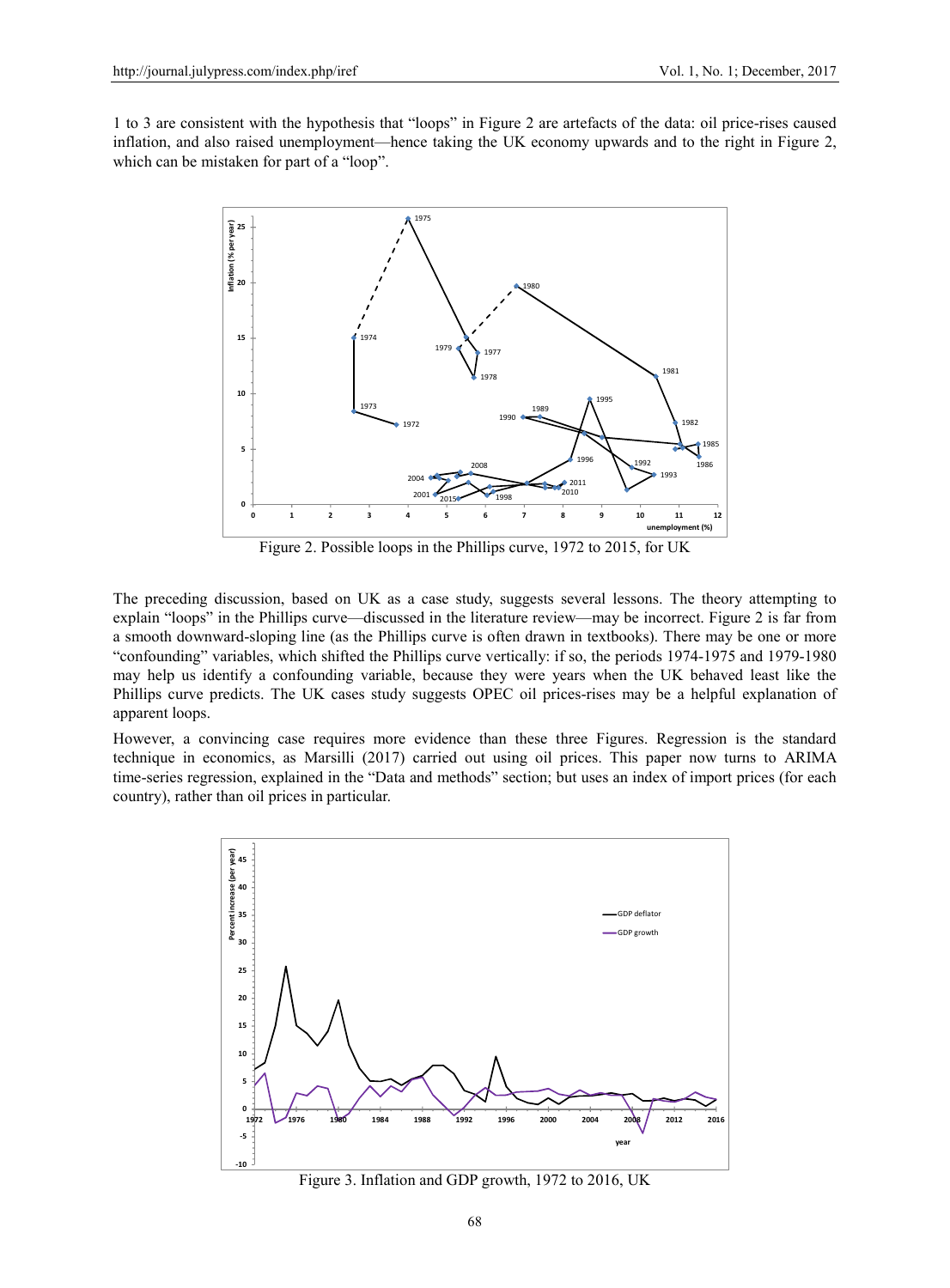1 to 3 are consistent with the hypothesis that "loops" in Figure 2 are artefacts of the data: oil price-rises caused inflation, and also raised unemployment—hence taking the UK economy upwards and to the right in Figure 2, which can be mistaken for part of a "loop".

Figure 2. Possible loops in the Phillips curve, 1972 to 2015, for UK

The preceding discussion, based on UK as a case study, suggests several lessons. The theory attempting to explain "loops" in the Phillips curve—discussed in the literature review—may be incorrect. Figure 2 is far from a smooth downward-sloping line (as the Phillips curve is often drawn in textbooks). There may be one or more "confounding" variables, which shifted the Phillips curve vertically: if so, the periods 1974-1975 and 1979-1980 may help us identify a confounding variable, because they were years when the UK behaved least like the Phillips curve predicts. The UK cases study suggests OPEC oil prices-rises may be a helpful explanation of apparent loops.

However, a convincing case requires more evidence than these three Figures. Regression is the standard technique in economics, as Marsilli (2017) carried out using oil prices. This paper now turns to ARIMA time-series regression, explained in the "Data and methods" section; but uses an index of import prices (for each country), rather than oil prices in particular.

Figure 3. Inflation and GDP growth, 1972 to 2016, UK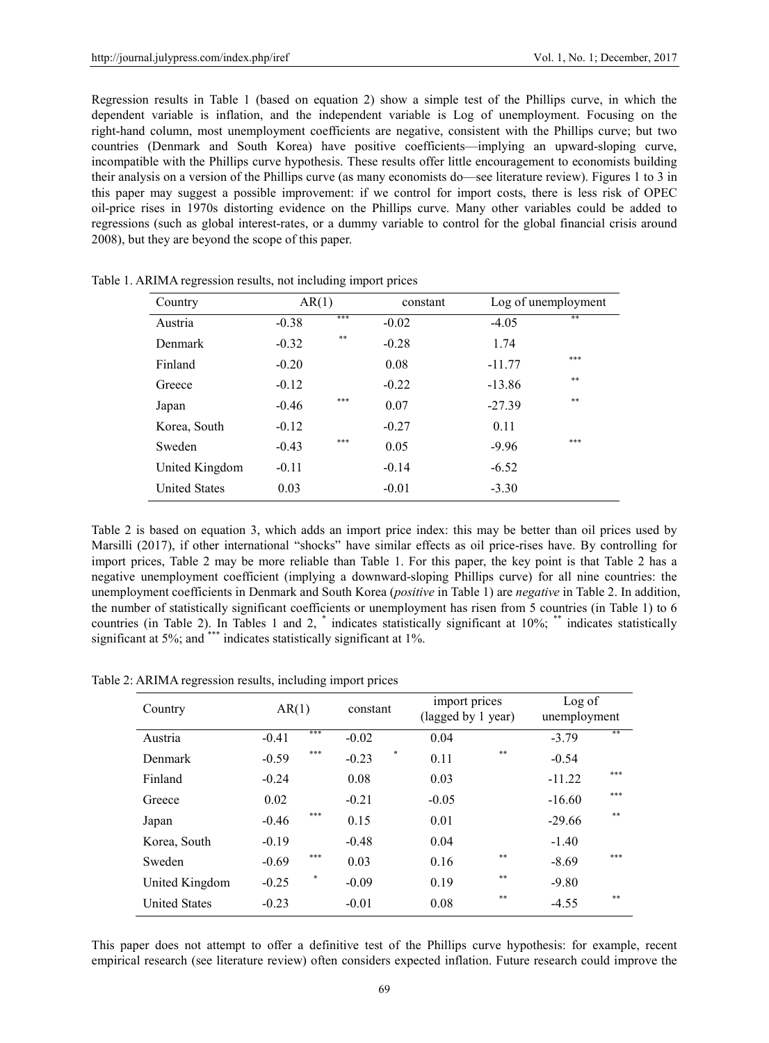Regression results in Table 1 (based on equation 2) show a simple test of the Phillips curve, in which the dependent variable is inflation, and the independent variable is Log of unemployment. Focusing on the right-hand column, most unemployment coefficients are negative, consistent with the Phillips curve; but two countries (Denmark and South Korea) have positive coefficients—implying an upward-sloping curve, incompatible with the Phillips curve hypothesis. These results offer little encouragement to economists building their analysis on a version of the Phillips curve (as many economists do—see literature review). Figures 1 to 3 in this paper may suggest a possible improvement: if we control for import costs, there is less risk of OPEC oil-price rises in 1970s distorting evidence on the Phillips curve. Many other variables could be added to regressions (such as global interest-rates, or a dummy variable to control for the global financial crisis around 2008), but they are beyond the scope of this paper.

Table 1. ARIMA regression results, not including import prices

| Country | AR(1) | | constant | Log of unemployment | |
|---|---|---|---|---|---|
| Austria | -0.38 | *** | -0.02 | -4.05 | ** |
| Denmark | -0.32 | ** | -0.28 | 1.74 | |
| Finland | -0.20 | | 0.08 | -11.77 | *** |
| Greece | -0.12 | | -0.22 | -13.86 | ** |
| Japan | -0.46 | *** | 0.07 | -27.39 | ** |
| Korea, South | -0.12 | | -0.27 | 0.11 | |
| Sweden | -0.43 | *** | 0.05 | -9.96 | *** |
| United Kingdom | -0.11 | | -0.14 | -6.52 | |
| United States | 0.03 | | -0.01 | -3.30 | |

Table 2 is based on equation 3, which adds an import price index: this may be better than oil prices used by Marsilli (2017), if other international "shocks" have similar effects as oil price-rises have. By controlling for import prices, Table 2 may be more reliable than Table 1. For this paper, the key point is that Table 2 has a negative unemployment coefficient (implying a downward-sloping Phillips curve) for all nine countries: the unemployment coefficients in Denmark and South Korea (*positive* in Table 1) are *negative* in Table 2. In addition, the number of statistically significant coefficients or unemployment has risen from 5 countries (in Table 1) to 6 countries (in Table 2). In Tables 1 and 2, * indicates statistically significant at 10%; ** indicates statistically significant at 5%; and *** indicates statistically significant at 1%.

Table 2: ARIMA regression results, including import prices

| Country | AR(1) | | constant | | import prices (lagged by 1 year) | | Log of unemployment | |
|---|---|---|---|---|---|---|---|---|
| Austria | -0.41 | *** | -0.02 | | 0.04 | | -3.79 | ** |
| Denmark | -0.59 | *** | -0.23 | * | 0.11 | ** | -0.54 | |
| Finland | -0.24 | | 0.08 | | 0.03 | | -11.22 | *** |
| Greece | 0.02 | | -0.21 | | -0.05 | | -16.60 | *** |
| Japan | -0.46 | *** | 0.15 | | 0.01 | | -29.66 | ** |
| Korea, South | -0.19 | | -0.48 | | 0.04 | | -1.40 | |
| Sweden | -0.69 | *** | 0.03 | | 0.16 | ** | -8.69 | *** |
| United Kingdom | -0.25 | * | -0.09 | | 0.19 | ** | -9.80 | |
| United States | -0.23 | | -0.01 | | 0.08 | ** | -4.55 | ** |

This paper does not attempt to offer a definitive test of the Phillips curve hypothesis: for example, recent empirical research (see literature review) often considers expected inflation. Future research could improve the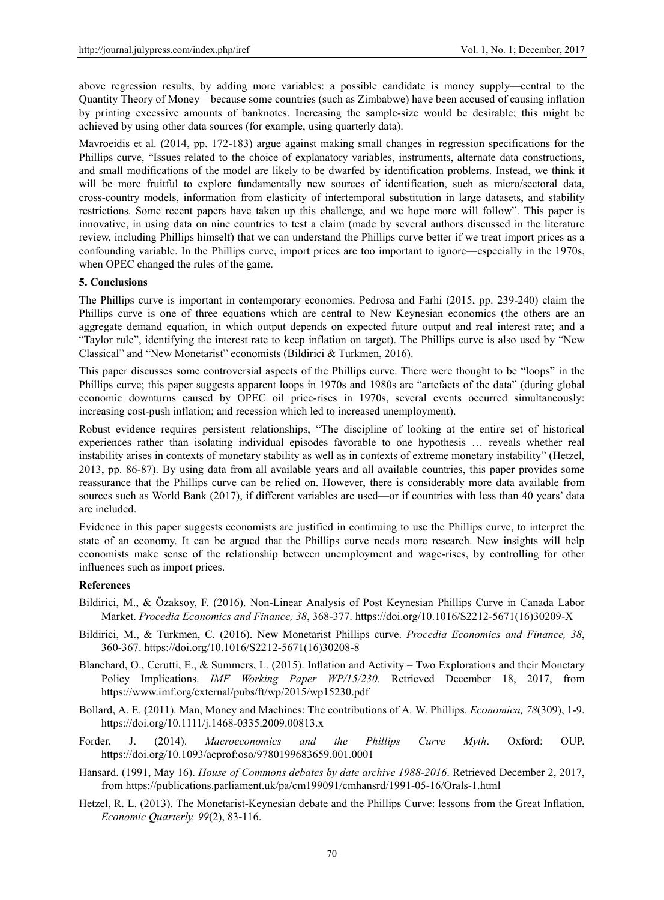above regression results, by adding more variables: a possible candidate is money supply—central to the Quantity Theory of Money—because some countries (such as Zimbabwe) have been accused of causing inflation by printing excessive amounts of banknotes. Increasing the sample-size would be desirable; this might be achieved by using other data sources (for example, using quarterly data).

Mavroeidis et al. (2014, pp. 172-183) argue against making small changes in regression specifications for the Phillips curve, "Issues related to the choice of explanatory variables, instruments, alternate data constructions, and small modifications of the model are likely to be dwarfed by identification problems. Instead, we think it will be more fruitful to explore fundamentally new sources of identification, such as micro/sectoral data, cross-country models, information from elasticity of intertemporal substitution in large datasets, and stability restrictions. Some recent papers have taken up this challenge, and we hope more will follow". This paper is innovative, in using data on nine countries to test a claim (made by several authors discussed in the literature review, including Phillips himself) that we can understand the Phillips curve better if we treat import prices as a confounding variable. In the Phillips curve, import prices are too important to ignore—especially in the 1970s, when OPEC changed the rules of the game.

## 5. Conclusions

The Phillips curve is important in contemporary economics. Pedrosa and Farhi (2015, pp. 239-240) claim the Phillips curve is one of three equations which are central to New Keynesian economics (the others are an aggregate demand equation, in which output depends on expected future output and real interest rate; and a "Taylor rule", identifying the interest rate to keep inflation on target). The Phillips curve is also used by "New Classical" and "New Monetarist" economists (Bildirici & Turkmen, 2016).

This paper discusses some controversial aspects of the Phillips curve. There were thought to be "loops" in the Phillips curve; this paper suggests apparent loops in 1970s and 1980s are "artefacts of the data" (during global economic downturns caused by OPEC oil price-rises in 1970s, several events occurred simultaneously: increasing cost-push inflation; and recession which led to increased unemployment).

Robust evidence requires persistent relationships, "The discipline of looking at the entire set of historical experiences rather than isolating individual episodes favorable to one hypothesis … reveals whether real instability arises in contexts of monetary stability as well as in contexts of extreme monetary instability" (Hetzel, 2013, pp. 86-87). By using data from all available years and all available countries, this paper provides some reassurance that the Phillips curve can be relied on. However, there is considerably more data available from sources such as World Bank (2017), if different variables are used—or if countries with less than 40 years' data are included.

Evidence in this paper suggests economists are justified in continuing to use the Phillips curve, to interpret the state of an economy. It can be argued that the Phillips curve needs more research. New insights will help economists make sense of the relationship between unemployment and wage-rises, by controlling for other influences such as import prices.

## References

Bildirici, M., & Özaksoy, F. (2016). Non-Linear Analysis of Post Keynesian Phillips Curve in Canada Labor Market. *Procedia Economics and Finance, 38*, 368-377. https://doi.org/10.1016/S2212-5671(16)30209-X

Bildirici, M., & Turkmen, C. (2016). New Monetarist Phillips curve. *Procedia Economics and Finance, 38*, 360-367. https://doi.org/10.1016/S2212-5671(16)30208-8

Blanchard, O., Cerutti, E., & Summers, L. (2015). Inflation and Activity – Two Explorations and their Monetary Policy Implications. *IMF Working Paper WP/15/230*. Retrieved December 18, 2017, from https://www.imf.org/external/pubs/ft/wp/2015/wp15230.pdf

Bollard, A. E. (2011). Man, Money and Machines: The contributions of A. W. Phillips. *Economica, 78*(309), 1-9. https://doi.org/10.1111/j.1468-0335.2009.00813.x

Forder, J. (2014). *Macroeconomics and the Phillips Curve Myth*. Oxford: OUP. https://doi.org/10.1093/acprof:oso/9780199683659.001.0001

Hansard. (1991, May 16). *House of Commons debates by date archive 1988-2016*. Retrieved December 2, 2017, from https://publications.parliament.uk/pa/cm199091/cmhansrd/1991-05-16/Orals-1.html

Hetzel, R. L. (2013). The Monetarist-Keynesian debate and the Phillips Curve: lessons from the Great Inflation. *Economic Quarterly, 99*(2), 83-116.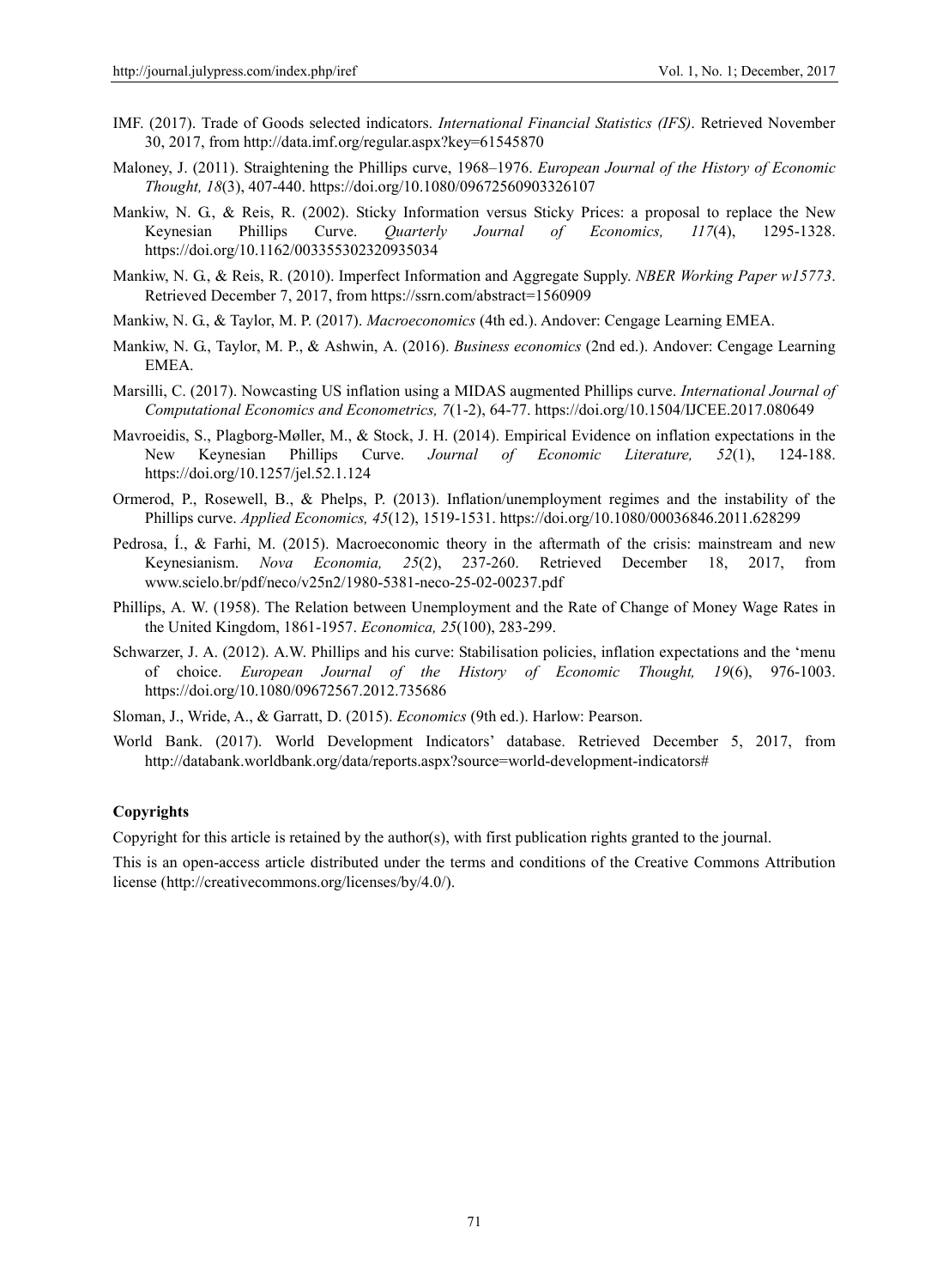IMF. (2017). Trade of Goods selected indicators. *International Financial Statistics (IFS)*. Retrieved November 30, 2017, from http://data.imf.org/regular.aspx?key=61545870

Maloney, J. (2011). Straightening the Phillips curve, 1968–1976. *European Journal of the History of Economic Thought, 18*(3), 407-440. https://doi.org/10.1080/09672560903326107

Mankiw, N. G., & Reis, R. (2002). Sticky Information versus Sticky Prices: a proposal to replace the New Keynesian Phillips Curve. *Quarterly Journal of Economics, 117*(4), 1295-1328. https://doi.org/10.1162/003355302320935034

Mankiw, N. G., & Reis, R. (2010). Imperfect Information and Aggregate Supply. *NBER Working Paper w15773*. Retrieved December 7, 2017, from https://ssrn.com/abstract=1560909

Mankiw, N. G., & Taylor, M. P. (2017). *Macroeconomics* (4th ed.). Andover: Cengage Learning EMEA.

Mankiw, N. G., Taylor, M. P., & Ashwin, A. (2016). *Business economics* (2nd ed.). Andover: Cengage Learning EMEA.

Marsilli, C. (2017). Nowcasting US inflation using a MIDAS augmented Phillips curve. *International Journal of Computational Economics and Econometrics, 7*(1-2), 64-77. https://doi.org/10.1504/IJCEE.2017.080649

Mavroeidis, S., Plagborg-Møller, M., & Stock, J. H. (2014). Empirical Evidence on inflation expectations in the New Keynesian Phillips Curve. *Journal of Economic Literature, 52*(1), 124-188. https://doi.org/10.1257/jel.52.1.124

Ormerod, P., Rosewell, B., & Phelps, P. (2013). Inflation/unemployment regimes and the instability of the Phillips curve. *Applied Economics, 45*(12), 1519-1531. https://doi.org/10.1080/00036846.2011.628299

Pedrosa, Í., & Farhi, M. (2015). Macroeconomic theory in the aftermath of the crisis: mainstream and new Keynesianism. *Nova Economia, 25*(2), 237-260. Retrieved December 18, 2017, from www.scielo.br/pdf/neco/v25n2/1980-5381-neco-25-02-00237.pdf

Phillips, A. W. (1958). The Relation between Unemployment and the Rate of Change of Money Wage Rates in the United Kingdom, 1861-1957. *Economica, 25*(100), 283-299.

Schwarzer, J. A. (2012). A.W. Phillips and his curve: Stabilisation policies, inflation expectations and the 'menu of choice. *European Journal of the History of Economic Thought, 19*(6), 976-1003. https://doi.org/10.1080/09672567.2012.735686

Sloman, J., Wride, A., & Garratt, D. (2015). *Economics* (9th ed.). Harlow: Pearson.

World Bank. (2017). World Development Indicators' database. Retrieved December 5, 2017, from http://databank.worldbank.org/data/reports.aspx?source=world-development-indicators#

**Copyrights**

Copyright for this article is retained by the author(s), with first publication rights granted to the journal.

This is an open-access article distributed under the terms and conditions of the Creative Commons Attribution license (http://creativecommons.org/licenses/by/4.0/).